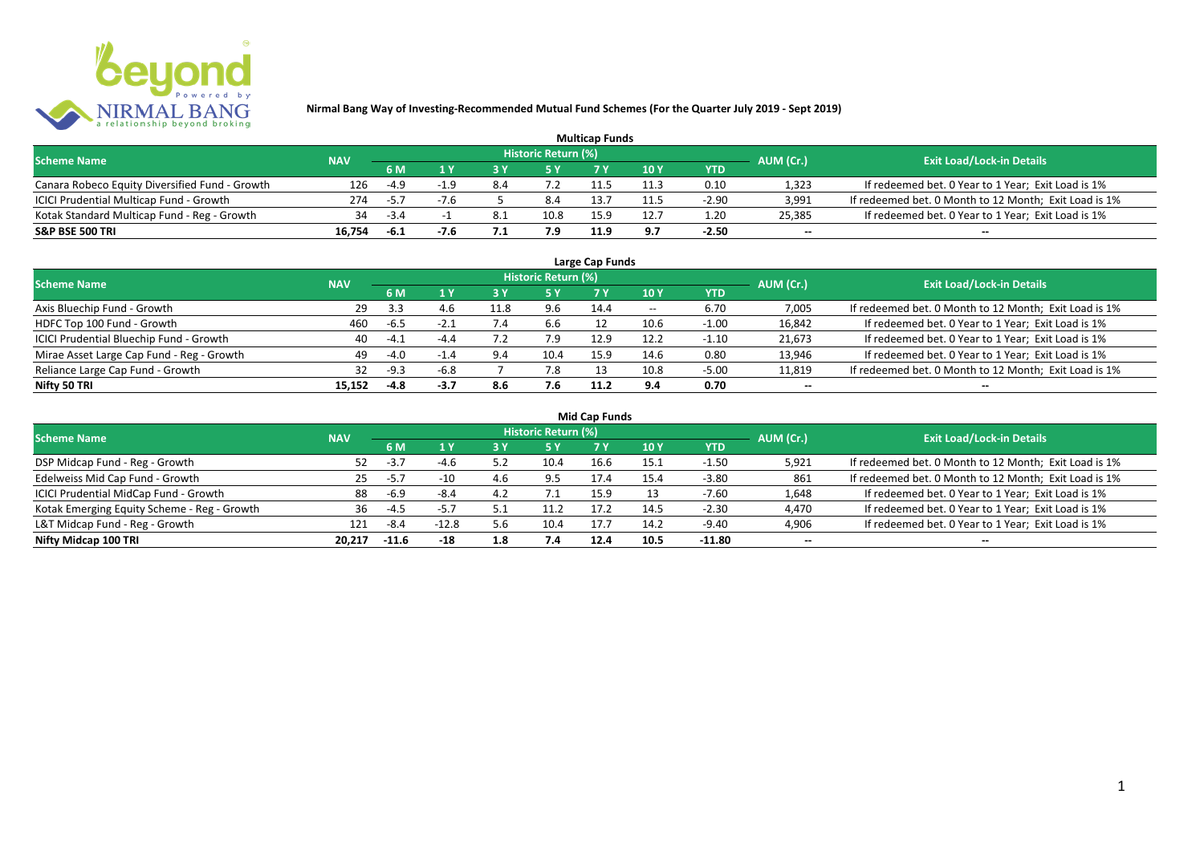**Nirmal Bang Way of Investing-Recommended Mutual Fund Schemes (For the Quarter July 2019 - Sept 2019)**

## Multicap Funds

| Scheme Name | NAV | Historic Return (%) | | | | | | | AUM (Cr.) | Exit Load/Lock-in Details |
|---|---|---|---|---|---|---|---|---|---|---|
| | | 6 M | 1 Y | 3 Y | 5 Y | 7 Y | 10 Y | YTD | | |
| Canara Robeco Equity Diversified Fund - Growth | 126 | -4.9 | -1.9 | 8.4 | 7.2 | 11.5 | 11.3 | 0.10 | 1,323 | If redeemed bet. 0 Year to 1 Year; Exit Load is 1% |
| ICICI Prudential Multicap Fund - Growth | 274 | -5.7 | -7.6 | 5 | 8.4 | 13.7 | 11.5 | -2.90 | 3,991 | If redeemed bet. 0 Month to 12 Month; Exit Load is 1% |
| Kotak Standard Multicap Fund - Reg - Growth | 34 | -3.4 | -1 | 8.1 | 10.8 | 15.9 | 12.7 | 1.20 | 25,385 | If redeemed bet. 0 Year to 1 Year; Exit Load is 1% |
| **S&P BSE 500 TRI** | **16,754** | **-6.1** | **-7.6** | **7.1** | **7.9** | **11.9** | **9.7** | **-2.50** | -- | -- |

## Large Cap Funds

| Scheme Name | NAV | Historic Return (%) | | | | | | | AUM (Cr.) | Exit Load/Lock-in Details |
|---|---|---|---|---|---|---|---|---|---|---|
| | | 6 M | 1 Y | 3 Y | 5 Y | 7 Y | 10 Y | YTD | | |
| Axis Bluechip Fund - Growth | 29 | 3.3 | 4.6 | 11.8 | 9.6 | 14.4 | -- | 6.70 | 7,005 | If redeemed bet. 0 Month to 12 Month; Exit Load is 1% |
| HDFC Top 100 Fund - Growth | 460 | -6.5 | -2.1 | 7.4 | 6.6 | 12 | 10.6 | -1.00 | 16,842 | If redeemed bet. 0 Year to 1 Year; Exit Load is 1% |
| ICICI Prudential Bluechip Fund - Growth | 40 | -4.1 | -4.4 | 7.2 | 7.9 | 12.9 | 12.2 | -1.10 | 21,673 | If redeemed bet. 0 Year to 1 Year; Exit Load is 1% |
| Mirae Asset Large Cap Fund - Reg - Growth | 49 | -4.0 | -1.4 | 9.4 | 10.4 | 15.9 | 14.6 | 0.80 | 13,946 | If redeemed bet. 0 Year to 1 Year; Exit Load is 1% |
| Reliance Large Cap Fund - Growth | 32 | -9.3 | -6.8 | 7 | 7.8 | 13 | 10.8 | -5.00 | 11,819 | If redeemed bet. 0 Month to 12 Month; Exit Load is 1% |
| **Nifty 50 TRI** | **15,152** | **-4.8** | **-3.7** | **8.6** | **7.6** | **11.2** | **9.4** | **0.70** | -- | -- |

## Mid Cap Funds

| Scheme Name | NAV | Historic Return (%) | | | | | | | AUM (Cr.) | Exit Load/Lock-in Details |
|---|---|---|---|---|---|---|---|---|---|---|
| | | 6 M | 1 Y | 3 Y | 5 Y | 7 Y | 10 Y | YTD | | |
| DSP Midcap Fund - Reg - Growth | 52 | -3.7 | -4.6 | 5.2 | 10.4 | 16.6 | 15.1 | -1.50 | 5,921 | If redeemed bet. 0 Month to 12 Month; Exit Load is 1% |
| Edelweiss Mid Cap Fund - Growth | 25 | -5.7 | -10 | 4.6 | 9.5 | 17.4 | 15.4 | -3.80 | 861 | If redeemed bet. 0 Month to 12 Month; Exit Load is 1% |
| ICICI Prudential MidCap Fund - Growth | 88 | -6.9 | -8.4 | 4.2 | 7.1 | 15.9 | 13 | -7.60 | 1,648 | If redeemed bet. 0 Year to 1 Year; Exit Load is 1% |
| Kotak Emerging Equity Scheme - Reg - Growth | 36 | -4.5 | -5.7 | 5.1 | 11.2 | 17.2 | 14.5 | -2.30 | 4,470 | If redeemed bet. 0 Year to 1 Year; Exit Load is 1% |
| L&T Midcap Fund - Reg - Growth | 121 | -8.4 | -12.8 | 5.6 | 10.4 | 17.7 | 14.2 | -9.40 | 4,906 | If redeemed bet. 0 Year to 1 Year; Exit Load is 1% |
| **Nifty Midcap 100 TRI** | **20,217** | **-11.6** | **-18** | **1.8** | **7.4** | **12.4** | **10.5** | **-11.80** | -- | -- |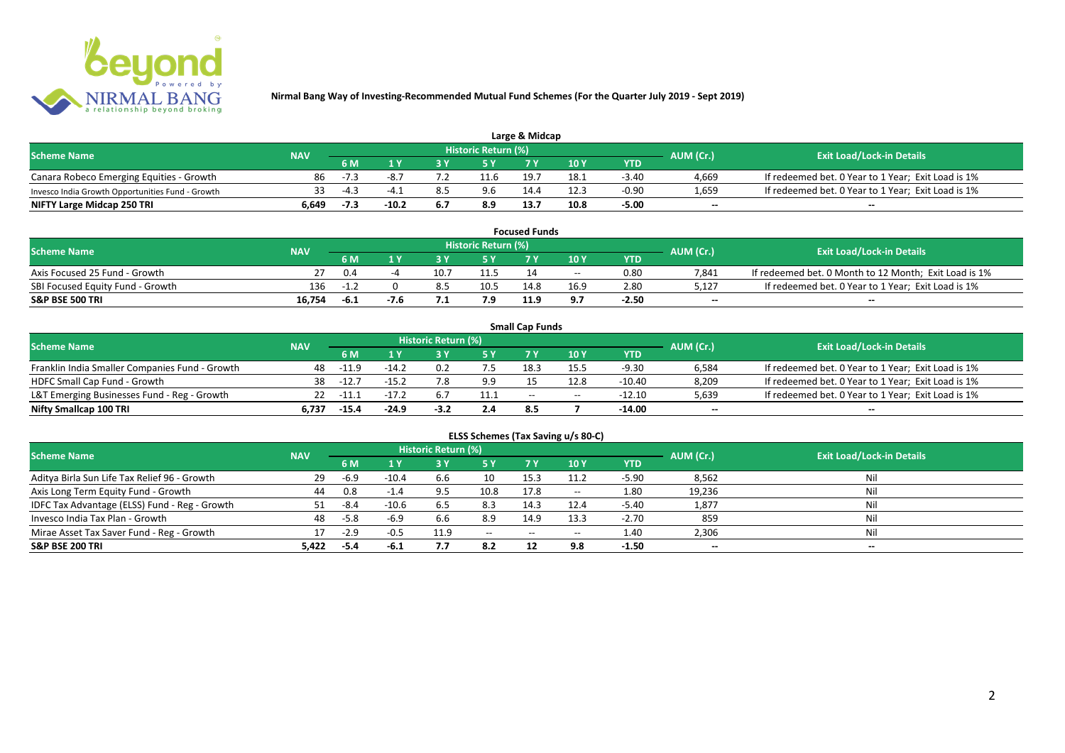**Nirmal Bang Way of Investing-Recommended Mutual Fund Schemes (For the Quarter July 2019 - Sept 2019)**

## Large & Midcap

| Scheme Name | NAV | Historic Return (%) | | | | | | | AUM (Cr.) | Exit Load/Lock-in Details |
|---|---|---|---|---|---|---|---|---|---|---|
| | | 6 M | 1 Y | 3 Y | 5 Y | 7 Y | 10 Y | YTD | | |
| Canara Robeco Emerging Equities - Growth | 86 | -7.3 | -8.7 | 7.2 | 11.6 | 19.7 | 18.1 | -3.40 | 4,669 | If redeemed bet. 0 Year to 1 Year; Exit Load is 1% |
| Invesco India Growth Opportunities Fund - Growth | 33 | -4.3 | -4.1 | 8.5 | 9.6 | 14.4 | 12.3 | -0.90 | 1,659 | If redeemed bet. 0 Year to 1 Year; Exit Load is 1% |
| **NIFTY Large Midcap 250 TRI** | **6,649** | **-7.3** | **-10.2** | **6.7** | **8.9** | **13.7** | **10.8** | **-5.00** | **--** | **--** |

## Focused Funds

| Scheme Name | NAV | Historic Return (%) | | | | | | | AUM (Cr.) | Exit Load/Lock-in Details |
|---|---|---|---|---|---|---|---|---|---|---|
| | | 6 M | 1 Y | 3 Y | 5 Y | 7 Y | 10 Y | YTD | | |
| Axis Focused 25 Fund - Growth | 27 | 0.4 | -4 | 10.7 | 11.5 | 14 | -- | 0.80 | 7,841 | If redeemed bet. 0 Month to 12 Month; Exit Load is 1% |
| SBI Focused Equity Fund - Growth | 136 | -1.2 | 0 | 8.5 | 10.5 | 14.8 | 16.9 | 2.80 | 5,127 | If redeemed bet. 0 Year to 1 Year; Exit Load is 1% |
| **S&P BSE 500 TRI** | **16,754** | **-6.1** | **-7.6** | **7.1** | **7.9** | **11.9** | **9.7** | **-2.50** | **--** | **--** |

## Small Cap Funds

| Scheme Name | NAV | Historic Return (%) | | | | | | | AUM (Cr.) | Exit Load/Lock-in Details |
|---|---|---|---|---|---|---|---|---|---|---|
| | | 6 M | 1 Y | 3 Y | 5 Y | 7 Y | 10 Y | YTD | | |
| Franklin India Smaller Companies Fund - Growth | 48 | -11.9 | -14.2 | 0.2 | 7.5 | 18.3 | 15.5 | -9.30 | 6,584 | If redeemed bet. 0 Year to 1 Year; Exit Load is 1% |
| HDFC Small Cap Fund - Growth | 38 | -12.7 | -15.2 | 7.8 | 9.9 | 15 | 12.8 | -10.40 | 8,209 | If redeemed bet. 0 Year to 1 Year; Exit Load is 1% |
| L&T Emerging Businesses Fund - Reg - Growth | 22 | -11.1 | -17.2 | 6.7 | 11.1 | -- | -- | -12.10 | 5,639 | If redeemed bet. 0 Year to 1 Year; Exit Load is 1% |
| **Nifty Smallcap 100 TRI** | **6,737** | **-15.4** | **-24.9** | **-3.2** | **2.4** | **8.5** | **7** | **-14.00** | **--** | **--** |

## ELSS Schemes (Tax Saving u/s 80-C)

| Scheme Name | NAV | Historic Return (%) | | | | | | | AUM (Cr.) | Exit Load/Lock-in Details |
|---|---|---|---|---|---|---|---|---|---|---|
| | | 6 M | 1 Y | 3 Y | 5 Y | 7 Y | 10 Y | YTD | | |
| Aditya Birla Sun Life Tax Relief 96 - Growth | 29 | -6.9 | -10.4 | 6.6 | 10 | 15.3 | 11.2 | -5.90 | 8,562 | Nil |
| Axis Long Term Equity Fund - Growth | 44 | 0.8 | -1.4 | 9.5 | 10.8 | 17.8 | -- | 1.80 | 19,236 | Nil |
| IDFC Tax Advantage (ELSS) Fund - Reg - Growth | 51 | -8.4 | -10.6 | 6.5 | 8.3 | 14.3 | 12.4 | -5.40 | 1,877 | Nil |
| Invesco India Tax Plan - Growth | 48 | -5.8 | -6.9 | 6.6 | 8.9 | 14.9 | 13.3 | -2.70 | 859 | Nil |
| Mirae Asset Tax Saver Fund - Reg - Growth | 17 | -2.9 | -0.5 | 11.9 | -- | -- | -- | 1.40 | 2,306 | Nil |
| **S&P BSE 200 TRI** | **5,422** | **-5.4** | **-6.1** | **7.7** | **8.2** | **12** | **9.8** | **-1.50** | **--** | **--** |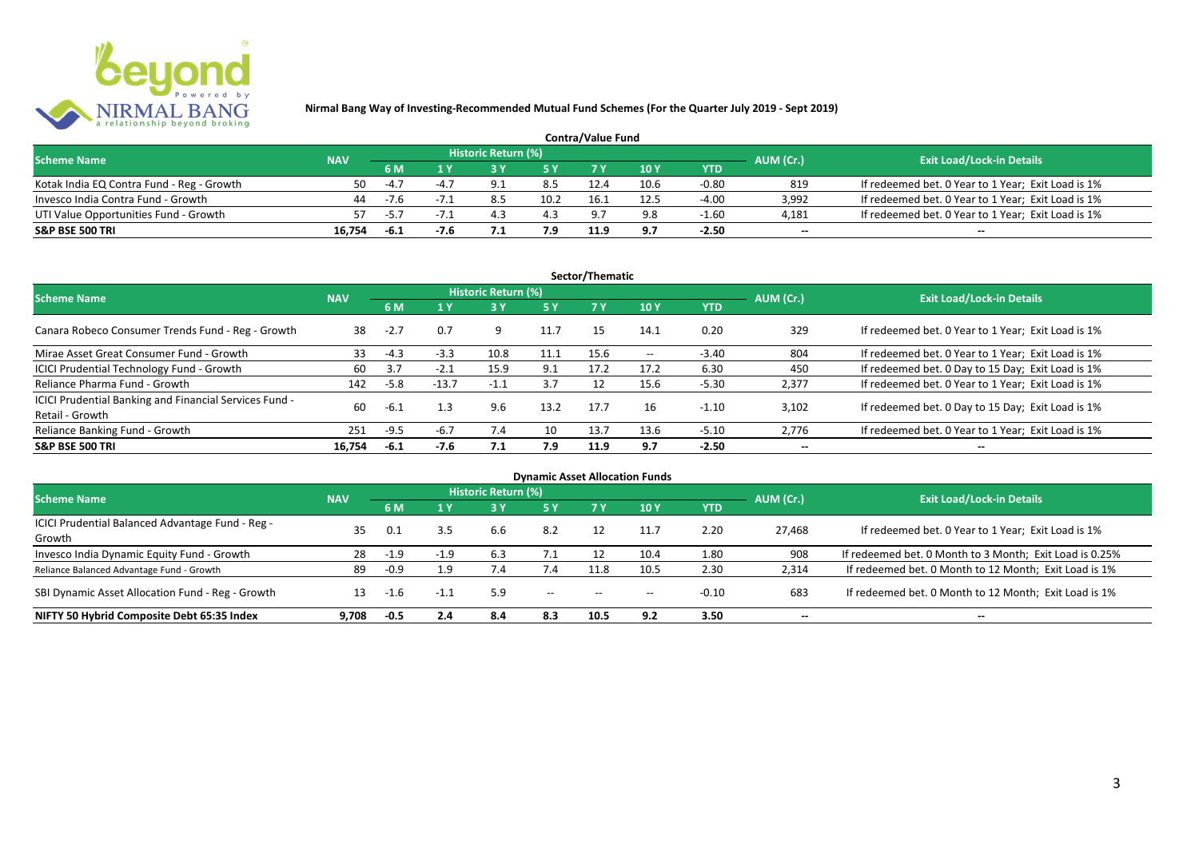**Nirmal Bang Way of Investing-Recommended Mutual Fund Schemes (For the Quarter July 2019 - Sept 2019)**

## Contra/Value Fund

| Scheme Name | NAV | Historic Return (%) | | | | | | | AUM (Cr.) | Exit Load/Lock-in Details |
|---|---|---|---|---|---|---|---|---|---|---|
| | | 6 M | 1 Y | 3 Y | 5 Y | 7 Y | 10 Y | YTD | | |
| Kotak India EQ Contra Fund - Reg - Growth | 50 | -4.7 | -4.7 | 9.1 | 8.5 | 12.4 | 10.6 | -0.80 | 819 | If redeemed bet. 0 Year to 1 Year; Exit Load is 1% |
| Invesco India Contra Fund - Growth | 44 | -7.6 | -7.1 | 8.5 | 10.2 | 16.1 | 12.5 | -4.00 | 3,992 | If redeemed bet. 0 Year to 1 Year; Exit Load is 1% |
| UTI Value Opportunities Fund - Growth | 57 | -5.7 | -7.1 | 4.3 | 4.3 | 9.7 | 9.8 | -1.60 | 4,181 | If redeemed bet. 0 Year to 1 Year; Exit Load is 1% |
| **S&P BSE 500 TRI** | **16,754** | **-6.1** | **-7.6** | **7.1** | **7.9** | **11.9** | **9.7** | **-2.50** | **--** | **--** |

## Sector/Thematic

| Scheme Name | NAV | Historic Return (%) | | | | | | | AUM (Cr.) | Exit Load/Lock-in Details |
|---|---|---|---|---|---|---|---|---|---|---|
| | | 6 M | 1 Y | 3 Y | 5 Y | 7 Y | 10 Y | YTD | | |
| Canara Robeco Consumer Trends Fund - Reg - Growth | 38 | -2.7 | 0.7 | 9 | 11.7 | 15 | 14.1 | 0.20 | 329 | If redeemed bet. 0 Year to 1 Year; Exit Load is 1% |
| Mirae Asset Great Consumer Fund - Growth | 33 | -4.3 | -3.3 | 10.8 | 11.1 | 15.6 | -- | -3.40 | 804 | If redeemed bet. 0 Year to 1 Year; Exit Load is 1% |
| ICICI Prudential Technology Fund - Growth | 60 | 3.7 | -2.1 | 15.9 | 9.1 | 17.2 | 17.2 | 6.30 | 450 | If redeemed bet. 0 Day to 15 Day; Exit Load is 1% |
| Reliance Pharma Fund - Growth | 142 | -5.8 | -13.7 | -1.1 | 3.7 | 12 | 15.6 | -5.30 | 2,377 | If redeemed bet. 0 Year to 1 Year; Exit Load is 1% |
| ICICI Prudential Banking and Financial Services Fund - Retail - Growth | 60 | -6.1 | 1.3 | 9.6 | 13.2 | 17.7 | 16 | -1.10 | 3,102 | If redeemed bet. 0 Day to 15 Day; Exit Load is 1% |
| Reliance Banking Fund - Growth | 251 | -9.5 | -6.7 | 7.4 | 10 | 13.7 | 13.6 | -5.10 | 2,776 | If redeemed bet. 0 Year to 1 Year; Exit Load is 1% |
| **S&P BSE 500 TRI** | **16,754** | **-6.1** | **-7.6** | **7.1** | **7.9** | **11.9** | **9.7** | **-2.50** | **--** | **--** |

## Dynamic Asset Allocation Funds

| Scheme Name | NAV | Historic Return (%) | | | | | | | AUM (Cr.) | Exit Load/Lock-in Details |
|---|---|---|---|---|---|---|---|---|---|---|
| | | 6 M | 1 Y | 3 Y | 5 Y | 7 Y | 10 Y | YTD | | |
| ICICI Prudential Balanced Advantage Fund - Reg - Growth | 35 | 0.1 | 3.5 | 6.6 | 8.2 | 12 | 11.7 | 2.20 | 27,468 | If redeemed bet. 0 Year to 1 Year; Exit Load is 1% |
| Invesco India Dynamic Equity Fund - Growth | 28 | -1.9 | -1.9 | 6.3 | 7.1 | 12 | 10.4 | 1.80 | 908 | If redeemed bet. 0 Month to 3 Month; Exit Load is 0.25% |
| Reliance Balanced Advantage Fund - Growth | 89 | -0.9 | 1.9 | 7.4 | 7.4 | 11.8 | 10.5 | 2.30 | 2,314 | If redeemed bet. 0 Month to 12 Month; Exit Load is 1% |
| SBI Dynamic Asset Allocation Fund - Reg - Growth | 13 | -1.6 | -1.1 | 5.9 | -- | -- | -- | -0.10 | 683 | If redeemed bet. 0 Month to 12 Month; Exit Load is 1% |
| **NIFTY 50 Hybrid Composite Debt 65:35 Index** | **9,708** | **-0.5** | **2.4** | **8.4** | **8.3** | **10.5** | **9.2** | **3.50** | **--** | **--** |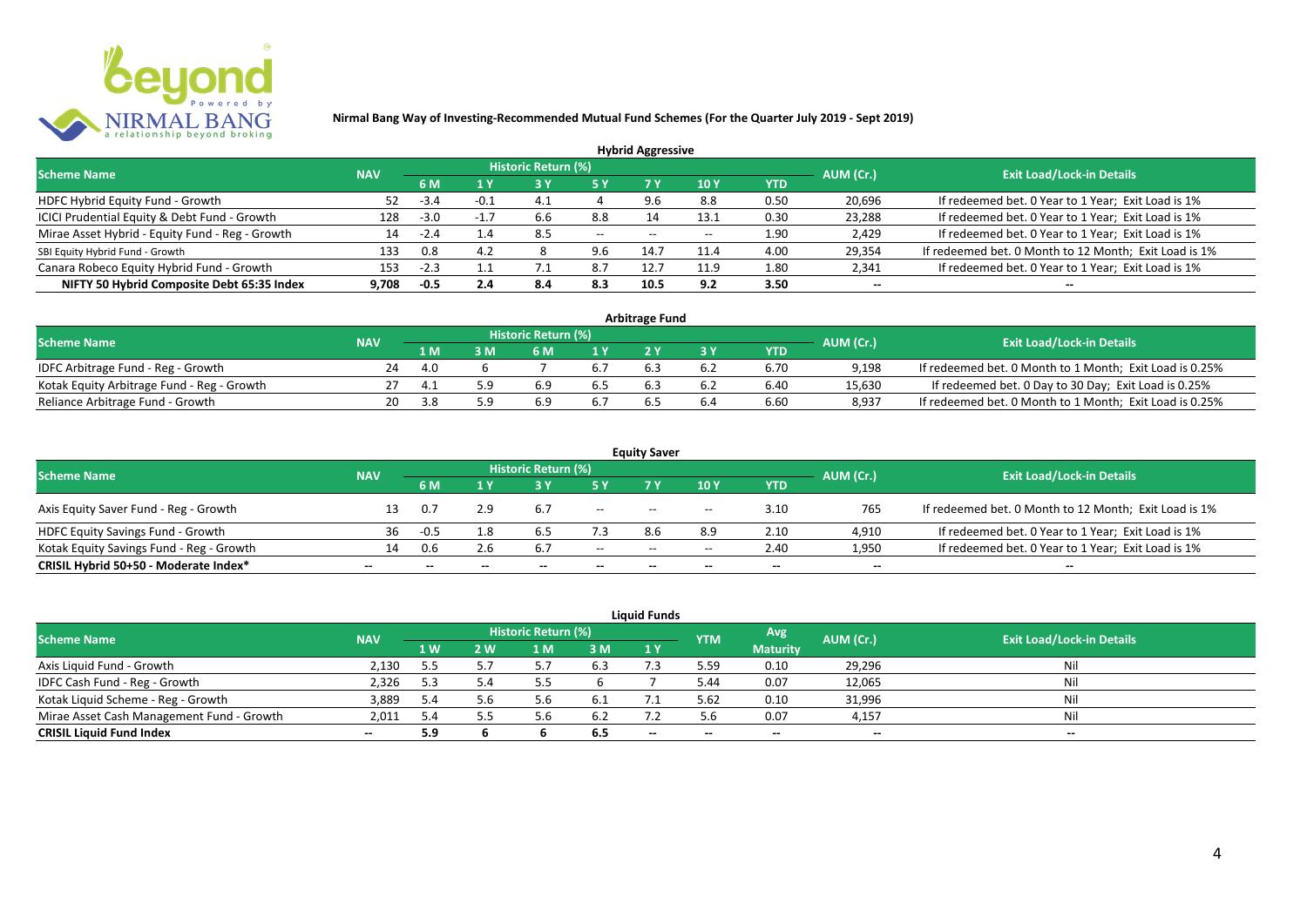## Nirmal Bang Way of Investing-Recommended Mutual Fund Schemes (For the Quarter July 2019 - Sept 2019)

### Hybrid Aggressive

| Scheme Name | NAV | Historic Return (%) | | | | | | | AUM (Cr.) | Exit Load/Lock-in Details |
|---|---|---|---|---|---|---|---|---|---|---|
| | | 6 M | 1 Y | 3 Y | 5 Y | 7 Y | 10 Y | YTD | | |
| HDFC Hybrid Equity Fund - Growth | 52 | -3.4 | -0.1 | 4.1 | 4 | 9.6 | 8.8 | 0.50 | 20,696 | If redeemed bet. 0 Year to 1 Year; Exit Load is 1% |
| ICICI Prudential Equity & Debt Fund - Growth | 128 | -3.0 | -1.7 | 6.6 | 8.8 | 14 | 13.1 | 0.30 | 23,288 | If redeemed bet. 0 Year to 1 Year; Exit Load is 1% |
| Mirae Asset Hybrid - Equity Fund - Reg - Growth | 14 | -2.4 | 1.4 | 8.5 | -- | -- | -- | 1.90 | 2,429 | If redeemed bet. 0 Year to 1 Year; Exit Load is 1% |
| SBI Equity Hybrid Fund - Growth | 133 | 0.8 | 4.2 | 8 | 9.6 | 14.7 | 11.4 | 4.00 | 29,354 | If redeemed bet. 0 Month to 12 Month; Exit Load is 1% |
| Canara Robeco Equity Hybrid Fund - Growth | 153 | -2.3 | 1.1 | 7.1 | 8.7 | 12.7 | 11.9 | 1.80 | 2,341 | If redeemed bet. 0 Year to 1 Year; Exit Load is 1% |
| **NIFTY 50 Hybrid Composite Debt 65:35 Index** | **9,708** | **-0.5** | **2.4** | **8.4** | **8.3** | **10.5** | **9.2** | **3.50** | **--** | **--** |

### Arbitrage Fund

| Scheme Name | NAV | Historic Return (%) | | | | | | | AUM (Cr.) | Exit Load/Lock-in Details |
|---|---|---|---|---|---|---|---|---|---|---|
| | | 1 M | 3 M | 6 M | 1 Y | 2 Y | 3 Y | YTD | | |
| IDFC Arbitrage Fund - Reg - Growth | 24 | 4.0 | 6 | 7 | 6.7 | 6.3 | 6.2 | 6.70 | 9,198 | If redeemed bet. 0 Month to 1 Month; Exit Load is 0.25% |
| Kotak Equity Arbitrage Fund - Reg - Growth | 27 | 4.1 | 5.9 | 6.9 | 6.5 | 6.3 | 6.2 | 6.40 | 15,630 | If redeemed bet. 0 Day to 30 Day; Exit Load is 0.25% |
| Reliance Arbitrage Fund - Growth | 20 | 3.8 | 5.9 | 6.9 | 6.7 | 6.5 | 6.4 | 6.60 | 8,937 | If redeemed bet. 0 Month to 1 Month; Exit Load is 0.25% |

### Equity Saver

| Scheme Name | NAV | Historic Return (%) | | | | | | | AUM (Cr.) | Exit Load/Lock-in Details |
|---|---|---|---|---|---|---|---|---|---|---|
| | | 6 M | 1 Y | 3 Y | 5 Y | 7 Y | 10 Y | YTD | | |
| Axis Equity Saver Fund - Reg - Growth | 13 | 0.7 | 2.9 | 6.7 | -- | -- | -- | 3.10 | 765 | If redeemed bet. 0 Month to 12 Month; Exit Load is 1% |
| HDFC Equity Savings Fund - Growth | 36 | -0.5 | 1.8 | 6.5 | 7.3 | 8.6 | 8.9 | 2.10 | 4,910 | If redeemed bet. 0 Year to 1 Year; Exit Load is 1% |
| Kotak Equity Savings Fund - Reg - Growth | 14 | 0.6 | 2.6 | 6.7 | -- | -- | -- | 2.40 | 1,950 | If redeemed bet. 0 Year to 1 Year; Exit Load is 1% |
| **CRISIL Hybrid 50+50 - Moderate Index*** | **--** | **--** | **--** | **--** | **--** | **--** | **--** | **--** | **--** | **--** |

### Liquid Funds

| Scheme Name | NAV | Historic Return (%) | | | | | YTM | Avg Maturity | AUM (Cr.) | Exit Load/Lock-in Details |
|---|---|---|---|---|---|---|---|---|---|---|
| | | 1 W | 2 W | 1 M | 3 M | 1 Y | | | | |
| Axis Liquid Fund - Growth | 2,130 | 5.5 | 5.7 | 5.7 | 6.3 | 7.3 | 5.59 | 0.10 | 29,296 | Nil |
| IDFC Cash Fund - Reg - Growth | 2,326 | 5.3 | 5.4 | 5.5 | 6 | 7 | 5.44 | 0.07 | 12,065 | Nil |
| Kotak Liquid Scheme - Reg - Growth | 3,889 | 5.4 | 5.6 | 5.6 | 6.1 | 7.1 | 5.62 | 0.10 | 31,996 | Nil |
| Mirae Asset Cash Management Fund - Growth | 2,011 | 5.4 | 5.5 | 5.6 | 6.2 | 7.2 | 5.6 | 0.07 | 4,157 | Nil |
| **CRISIL Liquid Fund Index** | **--** | **5.9** | **6** | **6** | **6.5** | **--** | **--** | **--** | **--** | **--** |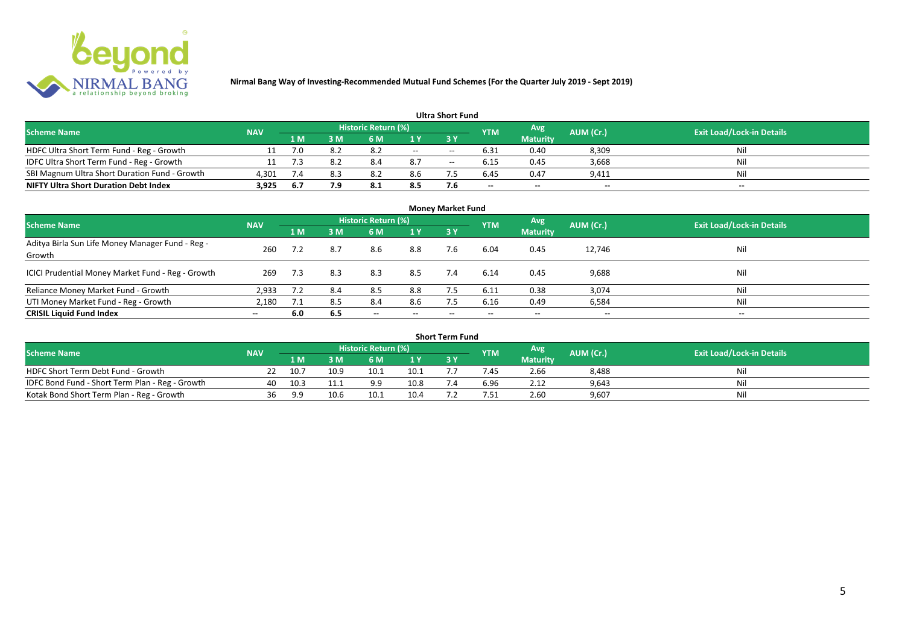**Nirmal Bang Way of Investing-Recommended Mutual Fund Schemes (For the Quarter July 2019 - Sept 2019)**

### Ultra Short Fund

| Scheme Name | NAV | Historic Return (%) | | | | | YTM | Avg Maturity | AUM (Cr.) | Exit Load/Lock-in Details |
|---|---|---|---|---|---|---|---|---|---|---|
| | | 1 M | 3 M | 6 M | 1 Y | 3 Y | | | | |
| HDFC Ultra Short Term Fund - Reg - Growth | 11 | 7.0 | 8.2 | 8.2 | -- | -- | 6.31 | 0.40 | 8,309 | Nil |
| IDFC Ultra Short Term Fund - Reg - Growth | 11 | 7.3 | 8.2 | 8.4 | 8.7 | -- | 6.15 | 0.45 | 3,668 | Nil |
| SBI Magnum Ultra Short Duration Fund - Growth | 4,301 | 7.4 | 8.3 | 8.2 | 8.6 | 7.5 | 6.45 | 0.47 | 9,411 | Nil |
| **NIFTY Ultra Short Duration Debt Index** | **3,925** | **6.7** | **7.9** | **8.1** | **8.5** | **7.6** | **--** | **--** | **--** | **--** |

### Money Market Fund

| Scheme Name | NAV | Historic Return (%) | | | | | YTM | Avg Maturity | AUM (Cr.) | Exit Load/Lock-in Details |
|---|---|---|---|---|---|---|---|---|---|---|
| | | 1 M | 3 M | 6 M | 1 Y | 3 Y | | | | |
| Aditya Birla Sun Life Money Manager Fund - Reg - Growth | 260 | 7.2 | 8.7 | 8.6 | 8.8 | 7.6 | 6.04 | 0.45 | 12,746 | Nil |
| ICICI Prudential Money Market Fund - Reg - Growth | 269 | 7.3 | 8.3 | 8.3 | 8.5 | 7.4 | 6.14 | 0.45 | 9,688 | Nil |
| Reliance Money Market Fund - Growth | 2,933 | 7.2 | 8.4 | 8.5 | 8.8 | 7.5 | 6.11 | 0.38 | 3,074 | Nil |
| UTI Money Market Fund - Reg - Growth | 2,180 | 7.1 | 8.5 | 8.4 | 8.6 | 7.5 | 6.16 | 0.49 | 6,584 | Nil |
| **CRISIL Liquid Fund Index** | **--** | **6.0** | **6.5** | **--** | **--** | **--** | **--** | **--** | **--** | **--** |

### Short Term Fund

| Scheme Name | NAV | Historic Return (%) | | | | | YTM | Avg Maturity | AUM (Cr.) | Exit Load/Lock-in Details |
|---|---|---|---|---|---|---|---|---|---|---|
| | | 1 M | 3 M | 6 M | 1 Y | 3 Y | | | | |
| HDFC Short Term Debt Fund - Growth | 22 | 10.7 | 10.9 | 10.1 | 10.1 | 7.7 | 7.45 | 2.66 | 8,488 | Nil |
| IDFC Bond Fund - Short Term Plan - Reg - Growth | 40 | 10.3 | 11.1 | 9.9 | 10.8 | 7.4 | 6.96 | 2.12 | 9,643 | Nil |
| Kotak Bond Short Term Plan - Reg - Growth | 36 | 9.9 | 10.6 | 10.1 | 10.4 | 7.2 | 7.51 | 2.60 | 9,607 | Nil |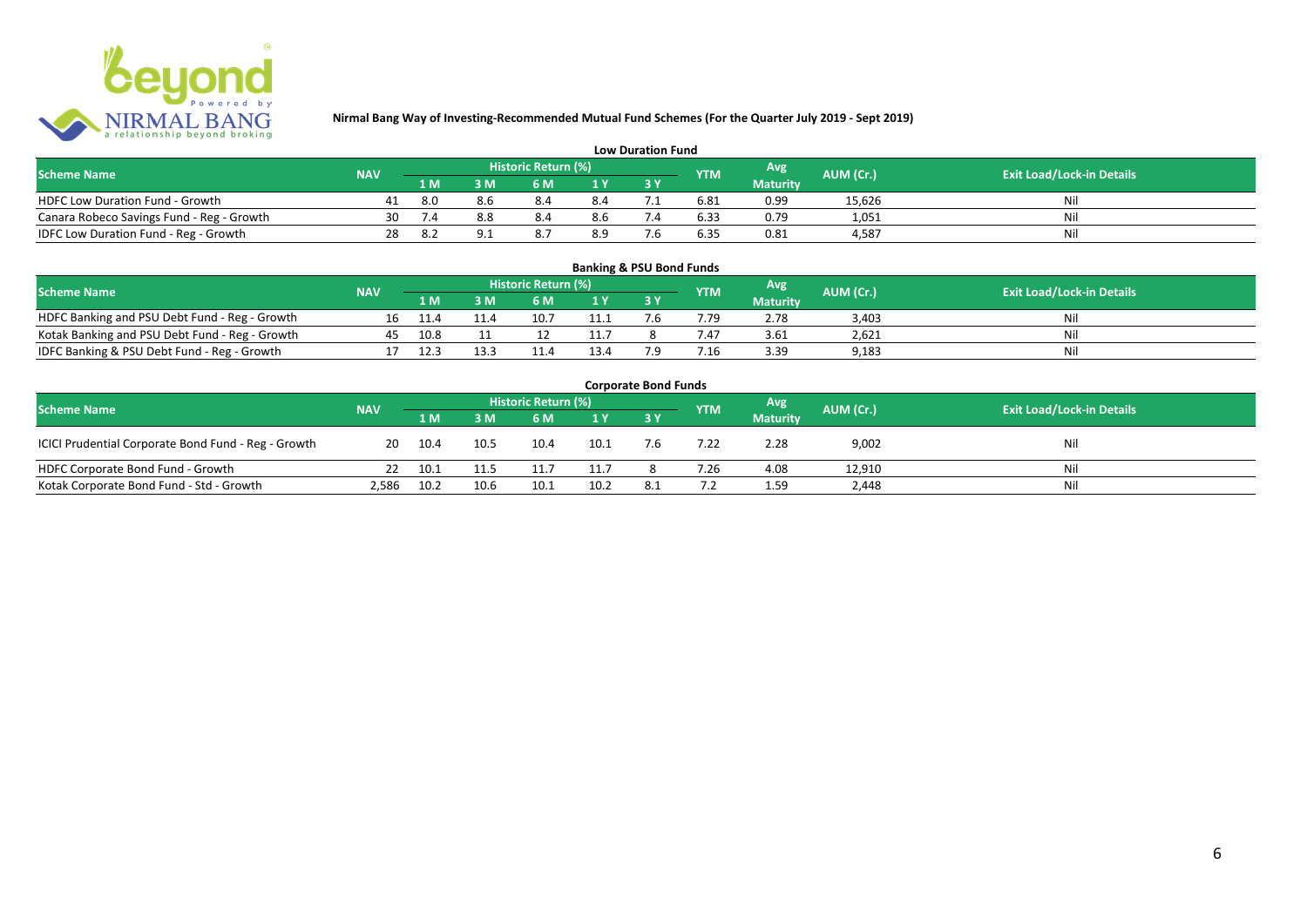**Nirmal Bang Way of Investing-Recommended Mutual Fund Schemes (For the Quarter July 2019 - Sept 2019)**

### Low Duration Fund

| Scheme Name | NAV | Historic Return (%) | | | | | YTM | Avg Maturity | AUM (Cr.) | Exit Load/Lock-in Details |
|---|---|---|---|---|---|---|---|---|---|---|
| | | 1 M | 3 M | 6 M | 1 Y | 3 Y | | | | |
| HDFC Low Duration Fund - Growth | 41 | 8.0 | 8.6 | 8.4 | 8.4 | 7.1 | 6.81 | 0.99 | 15,626 | Nil |
| Canara Robeco Savings Fund - Reg - Growth | 30 | 7.4 | 8.8 | 8.4 | 8.6 | 7.4 | 6.33 | 0.79 | 1,051 | Nil |
| IDFC Low Duration Fund - Reg - Growth | 28 | 8.2 | 9.1 | 8.7 | 8.9 | 7.6 | 6.35 | 0.81 | 4,587 | Nil |

### Banking & PSU Bond Funds

| Scheme Name | NAV | Historic Return (%) | | | | | YTM | Avg Maturity | AUM (Cr.) | Exit Load/Lock-in Details |
|---|---|---|---|---|---|---|---|---|---|---|
| | | 1 M | 3 M | 6 M | 1 Y | 3 Y | | | | |
| HDFC Banking and PSU Debt Fund - Reg - Growth | 16 | 11.4 | 11.4 | 10.7 | 11.1 | 7.6 | 7.79 | 2.78 | 3,403 | Nil |
| Kotak Banking and PSU Debt Fund - Reg - Growth | 45 | 10.8 | 11 | 12 | 11.7 | 8 | 7.47 | 3.61 | 2,621 | Nil |
| IDFC Banking & PSU Debt Fund - Reg - Growth | 17 | 12.3 | 13.3 | 11.4 | 13.4 | 7.9 | 7.16 | 3.39 | 9,183 | Nil |

### Corporate Bond Funds

| Scheme Name | NAV | Historic Return (%) | | | | | YTM | Avg Maturity | AUM (Cr.) | Exit Load/Lock-in Details |
|---|---|---|---|---|---|---|---|---|---|---|
| | | 1 M | 3 M | 6 M | 1 Y | 3 Y | | | | |
| ICICI Prudential Corporate Bond Fund - Reg - Growth | 20 | 10.4 | 10.5 | 10.4 | 10.1 | 7.6 | 7.22 | 2.28 | 9,002 | Nil |
| HDFC Corporate Bond Fund - Growth | 22 | 10.1 | 11.5 | 11.7 | 11.7 | 8 | 7.26 | 4.08 | 12,910 | Nil |
| Kotak Corporate Bond Fund - Std - Growth | 2,586 | 10.2 | 10.6 | 10.1 | 10.2 | 8.1 | 7.2 | 1.59 | 2,448 | Nil |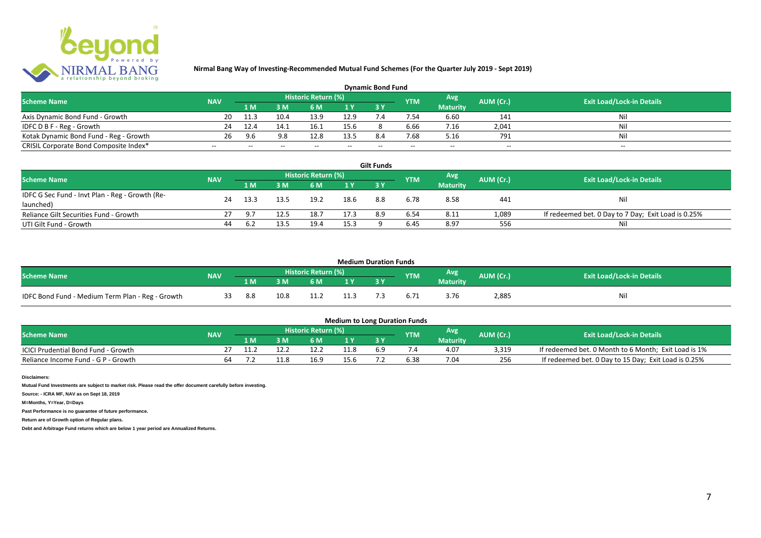**Nirmal Bang Way of Investing-Recommended Mutual Fund Schemes (For the Quarter July 2019 - Sept 2019)**

### Dynamic Bond Fund

| Scheme Name | NAV | Historic Return (%) | | | | | YTM | Avg Maturity | AUM (Cr.) | Exit Load/Lock-in Details |
|---|---|---|---|---|---|---|---|---|---|---|
| | | 1 M | 3 M | 6 M | 1 Y | 3 Y | | | | |
| Axis Dynamic Bond Fund - Growth | 20 | 11.3 | 10.4 | 13.9 | 12.9 | 7.4 | 7.54 | 6.60 | 141 | Nil |
| IDFC D B F - Reg - Growth | 24 | 12.4 | 14.1 | 16.1 | 15.6 | 8 | 6.66 | 7.16 | 2,041 | Nil |
| Kotak Dynamic Bond Fund - Reg - Growth | 26 | 9.6 | 9.8 | 12.8 | 13.5 | 8.4 | 7.68 | 5.16 | 791 | Nil |
| CRISIL Corporate Bond Composite Index* | -- | -- | -- | -- | -- | -- | -- | -- | -- | -- |

### Gilt Funds

| Scheme Name | NAV | Historic Return (%) | | | | | YTM | Avg Maturity | AUM (Cr.) | Exit Load/Lock-in Details |
|---|---|---|---|---|---|---|---|---|---|---|
| | | 1 M | 3 M | 6 M | 1 Y | 3 Y | | | | |
| IDFC G Sec Fund - Invt Plan - Reg - Growth (Re-launched) | 24 | 13.3 | 13.5 | 19.2 | 18.6 | 8.8 | 6.78 | 8.58 | 441 | Nil |
| Reliance Gilt Securities Fund - Growth | 27 | 9.7 | 12.5 | 18.7 | 17.3 | 8.9 | 6.54 | 8.11 | 1,089 | If redeemed bet. 0 Day to 7 Day; Exit Load is 0.25% |
| UTI Gilt Fund - Growth | 44 | 6.2 | 13.5 | 19.4 | 15.3 | 9 | 6.45 | 8.97 | 556 | Nil |

### Medium Duration Funds

| Scheme Name | NAV | Historic Return (%) | | | | | YTM | Avg Maturity | AUM (Cr.) | Exit Load/Lock-in Details |
|---|---|---|---|---|---|---|---|---|---|---|
| | | 1 M | 3 M | 6 M | 1 Y | 3 Y | | | | |
| IDFC Bond Fund - Medium Term Plan - Reg - Growth | 33 | 8.8 | 10.8 | 11.2 | 11.3 | 7.3 | 6.71 | 3.76 | 2,885 | Nil |

### Medium to Long Duration Funds

| Scheme Name | NAV | Historic Return (%) | | | | | YTM | Avg Maturity | AUM (Cr.) | Exit Load/Lock-in Details |
|---|---|---|---|---|---|---|---|---|---|---|
| | | 1 M | 3 M | 6 M | 1 Y | 3 Y | | | | |
| ICICI Prudential Bond Fund - Growth | 27 | 11.2 | 12.2 | 12.2 | 11.8 | 6.9 | 7.4 | 4.07 | 3,319 | If redeemed bet. 0 Month to 6 Month; Exit Load is 1% |
| Reliance Income Fund - G P - Growth | 64 | 7.2 | 11.8 | 16.9 | 15.6 | 7.2 | 6.38 | 7.04 | 256 | If redeemed bet. 0 Day to 15 Day; Exit Load is 0.25% |

**Disclaimers:**

**Mutual Fund Investments are subject to market risk. Please read the offer document carefully before investing.**

**Source: - ICRA MF, NAV as on Sept 18, 2019**

**M=Months, Y=Year, D=Days**

**Past Performance is no guarantee of future performance.**

**Return are of Growth option of Regular plans.**

**Debt and Arbitrage Fund returns which are below 1 year period are Annualized Returns.**